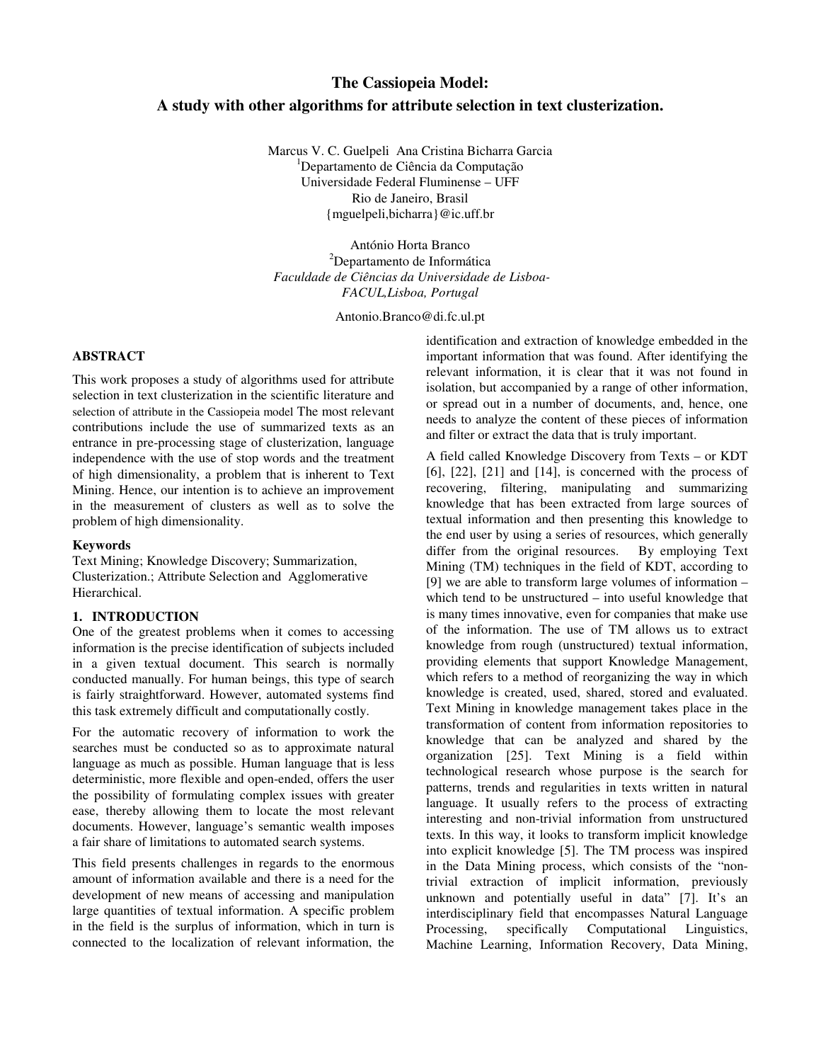# The Cassiopeia Model:

## A study with other algorithms for attribute selection in text clusterization.

Marcus V. C. Guelpeli Ana Cristina Bicharra Garcia
[1]Departamento de Ciência da Computação
Universidade Federal Fluminense – UFF
Rio de Janeiro, Brasil
{mguelpeli,bicharra}@ic.uff.br

António Horta Branco
[2]Departamento de Informática
*Faculdade de Ciências da Universidade de Lisboa-FACUL,Lisboa, Portugal*

Antonio.Branco@di.fc.ul.pt

### ABSTRACT

This work proposes a study of algorithms used for attribute selection in text clusterization in the scientific literature and selection of attribute in the Cassiopeia model The most relevant contributions include the use of summarized texts as an entrance in pre-processing stage of clusterization, language independence with the use of stop words and the treatment of high dimensionality, a problem that is inherent to Text Mining. Hence, our intention is to achieve an improvement in the measurement of clusters as well as to solve the problem of high dimensionality.

### Keywords

Text Mining; Knowledge Discovery; Summarization, Clusterization.; Attribute Selection and Agglomerative Hierarchical.

### 1. INTRODUCTION

One of the greatest problems when it comes to accessing information is the precise identification of subjects included in a given textual document. This search is normally conducted manually. For human beings, this type of search is fairly straightforward. However, automated systems find this task extremely difficult and computationally costly.

For the automatic recovery of information to work the searches must be conducted so as to approximate natural language as much as possible. Human language that is less deterministic, more flexible and open-ended, offers the user the possibility of formulating complex issues with greater ease, thereby allowing them to locate the most relevant documents. However, language's semantic wealth imposes a fair share of limitations to automated search systems.

This field presents challenges in regards to the enormous amount of information available and there is a need for the development of new means of accessing and manipulation large quantities of textual information. A specific problem in the field is the surplus of information, which in turn is connected to the localization of relevant information, the identification and extraction of knowledge embedded in the important information that was found. After identifying the relevant information, it is clear that it was not found in isolation, but accompanied by a range of other information, or spread out in a number of documents, and, hence, one needs to analyze the content of these pieces of information and filter or extract the data that is truly important.

A field called Knowledge Discovery from Texts – or KDT [6], [22], [21] and [14], is concerned with the process of recovering, filtering, manipulating and summarizing knowledge that has been extracted from large sources of textual information and then presenting this knowledge to the end user by using a series of resources, which generally differ from the original resources. By employing Text Mining (TM) techniques in the field of KDT, according to [9] we are able to transform large volumes of information – which tend to be unstructured – into useful knowledge that is many times innovative, even for companies that make use of the information. The use of TM allows us to extract knowledge from rough (unstructured) textual information, providing elements that support Knowledge Management, which refers to a method of reorganizing the way in which knowledge is created, used, shared, stored and evaluated. Text Mining in knowledge management takes place in the transformation of content from information repositories to knowledge that can be analyzed and shared by the organization [25]. Text Mining is a field within technological research whose purpose is the search for patterns, trends and regularities in texts written in natural language. It usually refers to the process of extracting interesting and non-trivial information from unstructured texts. In this way, it looks to transform implicit knowledge into explicit knowledge [5]. The TM process was inspired in the Data Mining process, which consists of the "non-trivial extraction of implicit information, previously unknown and potentially useful in data" [7]. It's an interdisciplinary field that encompasses Natural Language Processing, specifically Computational Linguistics, Machine Learning, Information Recovery, Data Mining,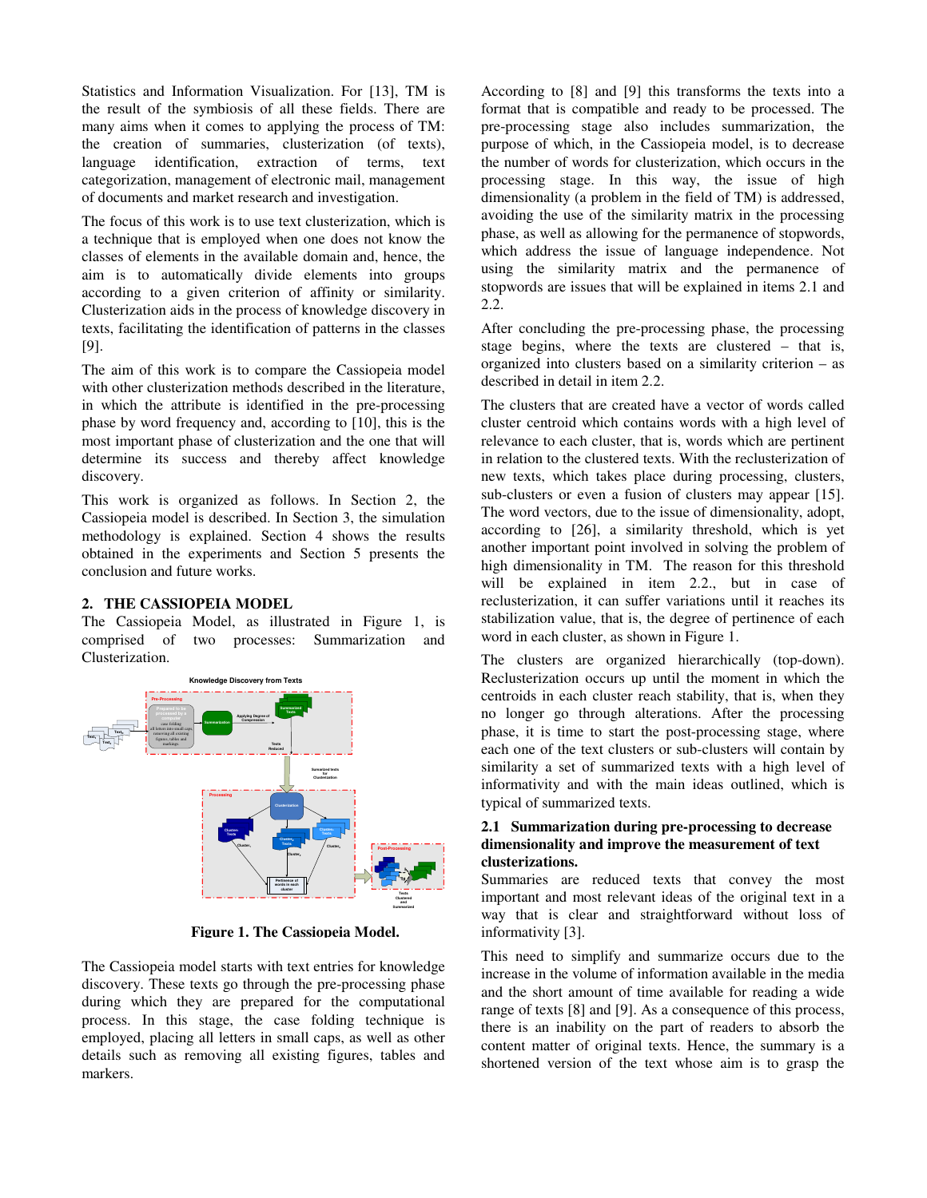Statistics and Information Visualization. For [13], TM is the result of the symbiosis of all these fields. There are many aims when it comes to applying the process of TM: the creation of summaries, clusterization (of texts), language identification, extraction of terms, text categorization, management of electronic mail, management of documents and market research and investigation.

The focus of this work is to use text clusterization, which is a technique that is employed when one does not know the classes of elements in the available domain and, hence, the aim is to automatically divide elements into groups according to a given criterion of affinity or similarity. Clusterization aids in the process of knowledge discovery in texts, facilitating the identification of patterns in the classes [9].

The aim of this work is to compare the Cassiopeia model with other clusterization methods described in the literature, in which the attribute is identified in the pre-processing phase by word frequency and, according to [10], this is the most important phase of clusterization and the one that will determine its success and thereby affect knowledge discovery.

This work is organized as follows. In Section 2, the Cassiopeia model is described. In Section 3, the simulation methodology is explained. Section 4 shows the results obtained in the experiments and Section 5 presents the conclusion and future works.

## 2. THE CASSIOPEIA MODEL

The Cassiopeia Model, as illustrated in Figure 1, is comprised of two processes: Summarization and Clusterization.

Knowledge Discovery from Texts

Pre-Processing

Prepared to be processed by a computer

case folding all letters into small caps, removing all existing figures, tables and markings

Summarization

Applying Degree of Compression

Summarized Texts

Texts Reduced

Summarized texts for Clusterization

Processing

Clusterization

Cluster₁ Texts

Cluster₂ Texts

Clusterₙ Texts

Cluster₁

Cluster₂

Clusterₙ

Pertinence of words in each cluster

Post-Processing

Texts Clustered and Summarized

**Figure 1. The Cassiopeia Model.**

The Cassiopeia model starts with text entries for knowledge discovery. These texts go through the pre-processing phase during which they are prepared for the computational process. In this stage, the case folding technique is employed, placing all letters in small caps, as well as other details such as removing all existing figures, tables and markers. According to [8] and [9] this transforms the texts into a format that is compatible and ready to be processed. The pre-processing stage also includes summarization, the purpose of which, in the Cassiopeia model, is to decrease the number of words for clusterization, which occurs in the processing stage. In this way, the issue of high dimensionality (a problem in the field of TM) is addressed, avoiding the use of the similarity matrix in the processing phase, as well as allowing for the permanence of stopwords, which address the issue of language independence. Not using the similarity matrix and the permanence of stopwords are issues that will be explained in items 2.1 and 2.2.

After concluding the pre-processing phase, the processing stage begins, where the texts are clustered – that is, organized into clusters based on a similarity criterion – as described in detail in item 2.2.

The clusters that are created have a vector of words called cluster centroid which contains words with a high level of relevance to each cluster, that is, words which are pertinent in relation to the clustered texts. With the reclusterization of new texts, which takes place during processing, clusters, sub-clusters or even a fusion of clusters may appear [15]. The word vectors, due to the issue of dimensionality, adopt, according to [26], a similarity threshold, which is yet another important point involved in solving the problem of high dimensionality in TM. The reason for this threshold will be explained in item 2.2., but in case of reclusterization, it can suffer variations until it reaches its stabilization value, that is, the degree of pertinence of each word in each cluster, as shown in Figure 1.

The clusters are organized hierarchically (top-down). Reclusterization occurs up until the moment in which the centroids in each cluster reach stability, that is, when they no longer go through alterations. After the processing phase, it is time to start the post-processing stage, where each one of the text clusters or sub-clusters will contain by similarity a set of summarized texts with a high level of informativity and with the main ideas outlined, which is typical of summarized texts.

### 2.1 Summarization during pre-processing to decrease dimensionality and improve the measurement of text clusterizations.

Summaries are reduced texts that convey the most important and most relevant ideas of the original text in a way that is clear and straightforward without loss of informativity [3].

This need to simplify and summarize occurs due to the increase in the volume of information available in the media and the short amount of time available for reading a wide range of texts [8] and [9]. As a consequence of this process, there is an inability on the part of readers to absorb the content matter of original texts. Hence, the summary is a shortened version of the text whose aim is to grasp the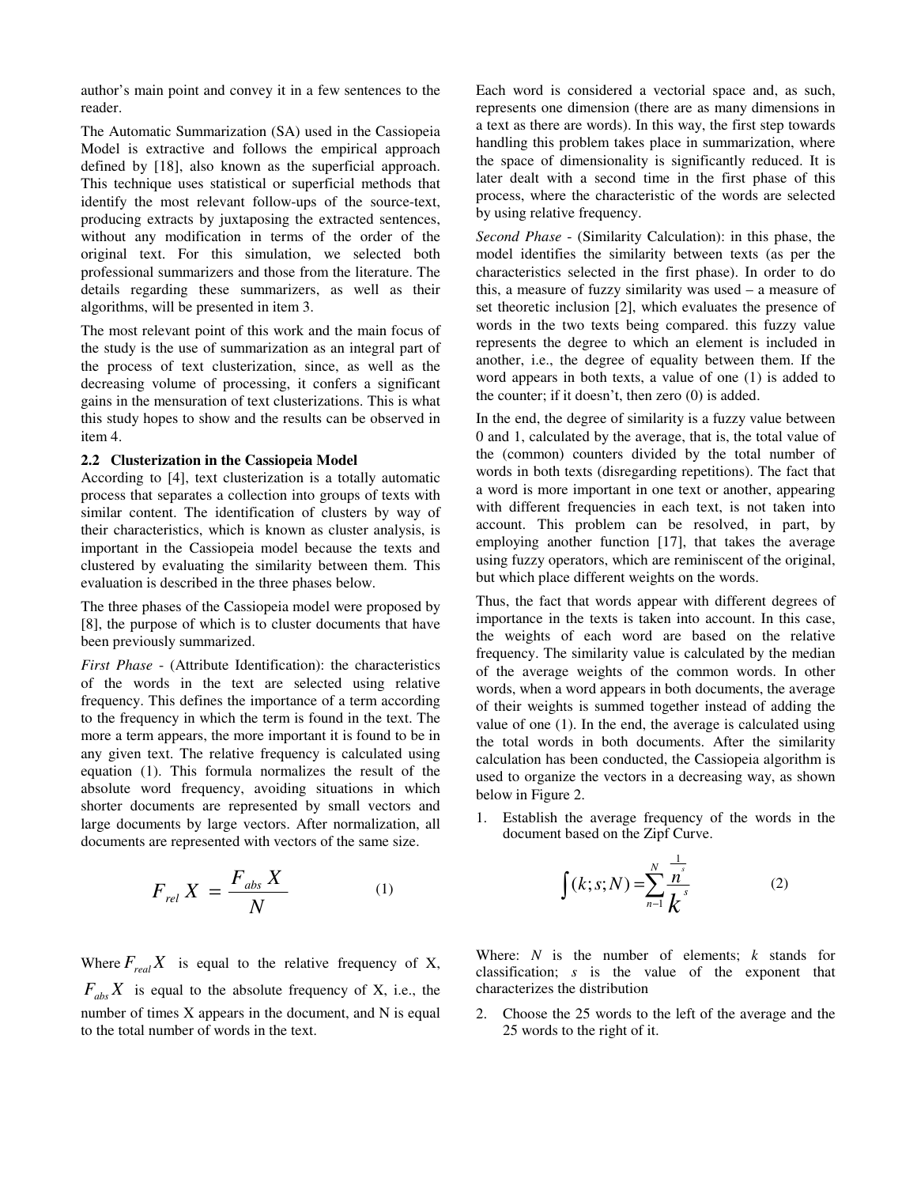author's main point and convey it in a few sentences to the reader.

The Automatic Summarization (SA) used in the Cassiopeia Model is extractive and follows the empirical approach defined by [18], also known as the superficial approach. This technique uses statistical or superficial methods that identify the most relevant follow-ups of the source-text, producing extracts by juxtaposing the extracted sentences, without any modification in terms of the order of the original text. For this simulation, we selected both professional summarizers and those from the literature. The details regarding these summarizers, as well as their algorithms, will be presented in item 3.

The most relevant point of this work and the main focus of the study is the use of summarization as an integral part of the process of text clusterization, since, as well as the decreasing volume of processing, it confers a significant gains in the mensuration of text clusterizations. This is what this study hopes to show and the results can be observed in item 4.

### 2.2 Clusterization in the Cassiopeia Model

According to [4], text clusterization is a totally automatic process that separates a collection into groups of texts with similar content. The identification of clusters by way of their characteristics, which is known as cluster analysis, is important in the Cassiopeia model because the texts and clustered by evaluating the similarity between them. This evaluation is described in the three phases below.

The three phases of the Cassiopeia model were proposed by [8], the purpose of which is to cluster documents that have been previously summarized.

*First Phase* - (Attribute Identification): the characteristics of the words in the text are selected using relative frequency. This defines the importance of a term according to the frequency in which the term is found in the text. The more a term appears, the more important it is found to be in any given text. The relative frequency is calculated using equation (1). This formula normalizes the result of the absolute word frequency, avoiding situations in which shorter documents are represented by small vectors and large documents by large vectors. After normalization, all documents are represented with vectors of the same size.

$$F_{rel}\,X = \frac{F_{abs}\,X}{N} \qquad (1)$$

Where $F_{real}X$ is equal to the relative frequency of X, $F_{abs}X$ is equal to the absolute frequency of X, i.e., the number of times X appears in the document, and N is equal to the total number of words in the text.

Each word is considered a vectorial space and, as such, represents one dimension (there are as many dimensions in a text as there are words). In this way, the first step towards handling this problem takes place in summarization, where the space of dimensionality is significantly reduced. It is later dealt with a second time in the first phase of this process, where the characteristic of the words are selected by using relative frequency.

*Second Phase* - (Similarity Calculation): in this phase, the model identifies the similarity between texts (as per the characteristics selected in the first phase). In order to do this, a measure of fuzzy similarity was used – a measure of set theoretic inclusion [2], which evaluates the presence of words in the two texts being compared. this fuzzy value represents the degree to which an element is included in another, i.e., the degree of equality between them. If the word appears in both texts, a value of one (1) is added to the counter; if it doesn't, then zero (0) is added.

In the end, the degree of similarity is a fuzzy value between 0 and 1, calculated by the average, that is, the total value of the (common) counters divided by the total number of words in both texts (disregarding repetitions). The fact that a word is more important in one text or another, appearing with different frequencies in each text, is not taken into account. This problem can be resolved, in part, by employing another function [17], that takes the average using fuzzy operators, which are reminiscent of the original, but which place different weights on the words.

Thus, the fact that words appear with different degrees of importance in the texts is taken into account. In this case, the weights of each word are based on the relative frequency. The similarity value is calculated by the median of the average weights of the common words. In other words, when a word appears in both documents, the average of their weights is summed together instead of adding the value of one (1). In the end, the average is calculated using the total words in both documents. After the similarity calculation has been conducted, the Cassiopeia algorithm is used to organize the vectors in a decreasing way, as shown below in Figure 2.

1. Establish the average frequency of the words in the document based on the Zipf Curve.

$$\int(k;s;N) = \sum_{n-1}^{N} \frac{n^{\frac{1}{s}}}{k^{s}} \qquad (2)$$

Where: $N$ is the number of elements; $k$ stands for classification; $s$ is the value of the exponent that characterizes the distribution

2. Choose the 25 words to the left of the average and the 25 words to the right of it.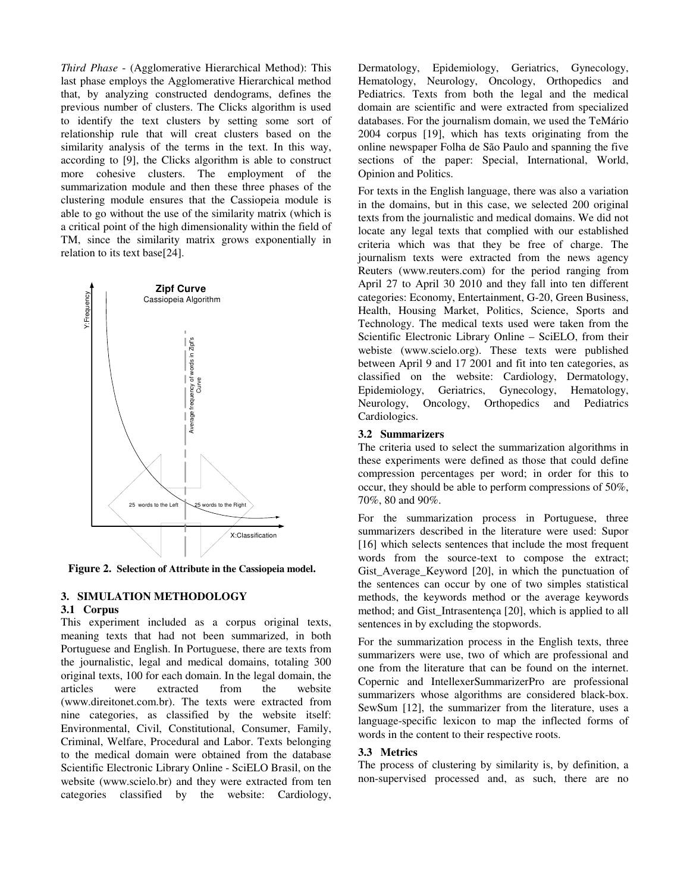*Third Phase* - (Agglomerative Hierarchical Method): This last phase employs the Agglomerative Hierarchical method that, by analyzing constructed dendograms, defines the previous number of clusters. The Clicks algorithm is used to identify the text clusters by setting some sort of relationship rule that will creat clusters based on the similarity analysis of the terms in the text. In this way, according to [9], the Clicks algorithm is able to construct more cohesive clusters. The employment of the summarization module and then these three phases of the clustering module ensures that the Cassiopeia module is able to go without the use of the similarity matrix (which is a critical point of the high dimensionality within the field of TM, since the similarity matrix grows exponentially in relation to its text base[24].

**Zipf Curve**
Cassiopeia Algorithm
Y:Frequency
Average frequency of words in Zipf's Curve
25 words to the Left
25 words to the Right
X:Classification

**Figure 2. Selection of Attribute in the Cassiopeia model.**

## 3. SIMULATION METHODOLOGY

### 3.1 Corpus

This experiment included as a corpus original texts, meaning texts that had not been summarized, in both Portuguese and English. In Portuguese, there are texts from the journalistic, legal and medical domains, totaling 300 original texts, 100 for each domain. In the legal domain, the articles were extracted from the website (www.direitonet.com.br). The texts were extracted from nine categories, as classified by the website itself: Environmental, Civil, Constitutional, Consumer, Family, Criminal, Welfare, Procedural and Labor. Texts belonging to the medical domain were obtained from the database Scientific Electronic Library Online - SciELO Brasil, on the website (www.scielo.br) and they were extracted from ten categories classified by the website: Cardiology, Dermatology, Epidemiology, Geriatrics, Gynecology, Hematology, Neurology, Oncology, Orthopedics and Pediatrics. Texts from both the legal and the medical domain are scientific and were extracted from specialized databases. For the journalism domain, we used the TeMário 2004 corpus [19], which has texts originating from the online newspaper Folha de São Paulo and spanning the five sections of the paper: Special, International, World, Opinion and Politics.

For texts in the English language, there was also a variation in the domains, but in this case, we selected 200 original texts from the journalistic and medical domains. We did not locate any legal texts that complied with our established criteria which was that they be free of charge. The journalism texts were extracted from the news agency Reuters (www.reuters.com) for the period ranging from April 27 to April 30 2010 and they fall into ten different categories: Economy, Entertainment, G-20, Green Business, Health, Housing Market, Politics, Science, Sports and Technology. The medical texts used were taken from the Scientific Electronic Library Online – SciELO, from their webiste (www.scielo.org). These texts were published between April 9 and 17 2001 and fit into ten categories, as classified on the website: Cardiology, Dermatology, Epidemiology, Geriatrics, Gynecology, Hematology, Neurology, Oncology, Orthopedics and Pediatrics Cardiologics.

### 3.2 Summarizers

The criteria used to select the summarization algorithms in these experiments were defined as those that could define compression percentages per word; in order for this to occur, they should be able to perform compressions of 50%, 70%, 80 and 90%.

For the summarization process in Portuguese, three summarizers described in the literature were used: Supor [16] which selects sentences that include the most frequent words from the source-text to compose the extract; Gist_Average_Keyword [20], in which the punctuation of the sentences can occur by one of two simples statistical methods, the keywords method or the average keywords method; and Gist_Intrasentença [20], which is applied to all sentences in by excluding the stopwords.

For the summarization process in the English texts, three summarizers were use, two of which are professional and one from the literature that can be found on the internet. Copernic and IntellexerSummarizerPro are professional summarizers whose algorithms are considered black-box. SewSum [12], the summarizer from the literature, uses a language-specific lexicon to map the inflected forms of words in the content to their respective roots.

### 3.3 Metrics

The process of clustering by similarity is, by definition, a non-supervised processed and, as such, there are no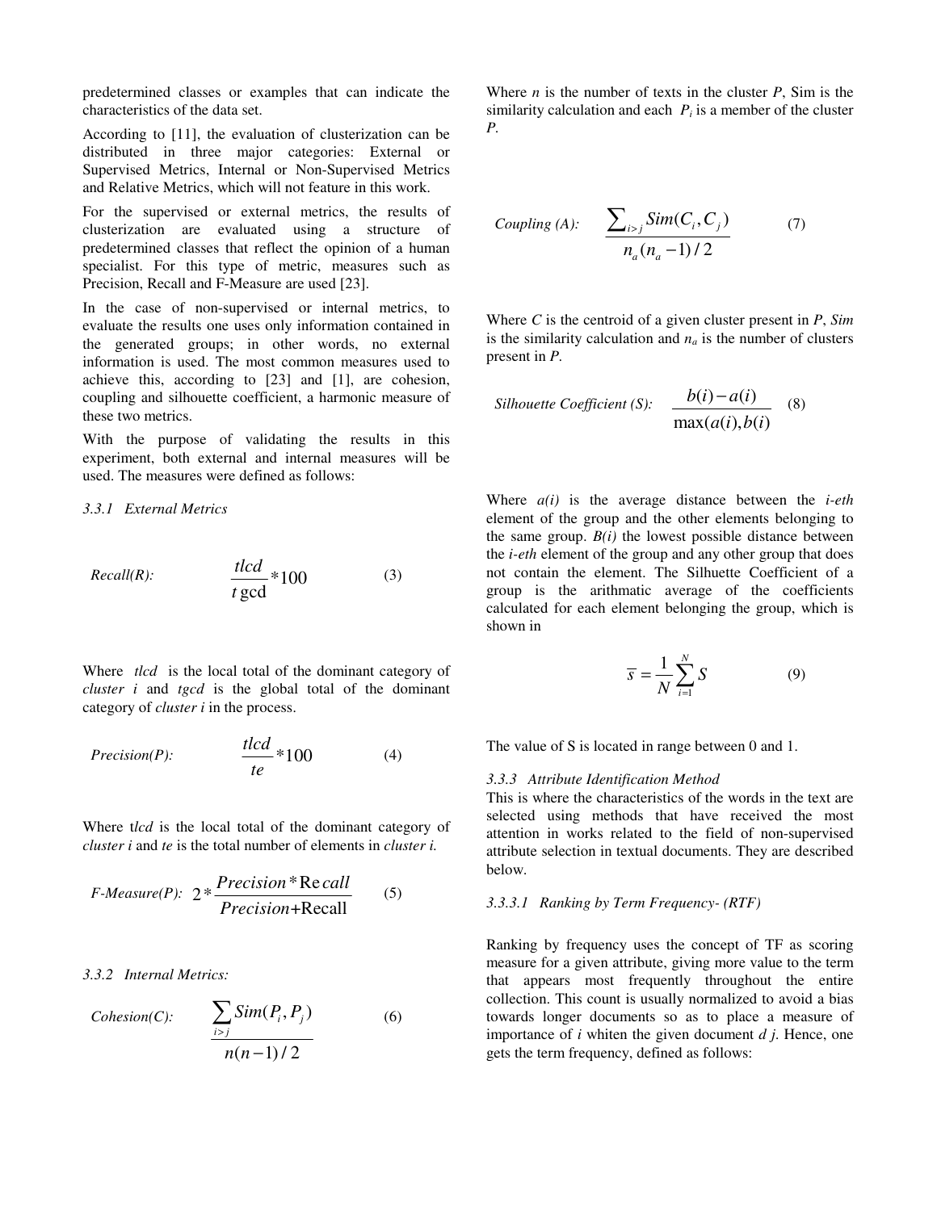predetermined classes or examples that can indicate the characteristics of the data set.

According to [11], the evaluation of clusterization can be distributed in three major categories: External or Supervised Metrics, Internal or Non-Supervised Metrics and Relative Metrics, which will not feature in this work.

For the supervised or external metrics, the results of clusterization are evaluated using a structure of predetermined classes that reflect the opinion of a human specialist. For this type of metric, measures such as Precision, Recall and F-Measure are used [23].

In the case of non-supervised or internal metrics, to evaluate the results one uses only information contained in the generated groups; in other words, no external information is used. The most common measures used to achieve this, according to [23] and [1], are cohesion, coupling and silhouette coefficient, a harmonic measure of these two metrics.

With the purpose of validating the results in this experiment, both external and internal measures will be used. The measures were defined as follows:

### 3.3.1 External Metrics

*Recall(R):*

$$\frac{tlcd}{t\,\text{gcd}} * 100 \qquad (3)$$

Where $tlcd$ is the local total of the dominant category of *cluster* $i$ and $tgcd$ is the global total of the dominant category of *cluster i* in the process.

*Precision(P):*

$$\frac{tlcd}{te} * 100 \qquad (4)$$

Where t*lcd* is the local total of the dominant category of *cluster i* and *te* is the total number of elements in *cluster i.*

*F-Measure(P):*

$$2 * \frac{Precision * \text{Re}\,call}{Precision + \text{Recall}} \qquad (5)$$

### 3.3.2 Internal Metrics:

*Cohesion(C):*

$$\frac{\sum_{i>j} Sim(P_i, P_j)}{n(n-1)/2} \qquad (6)$$

Where *n* is the number of texts in the cluster *P*, Sim is the similarity calculation and each $P_i$ is a member of the cluster *P*.

*Coupling (A):*

$$\frac{\sum_{i>j} Sim(C_i, C_j)}{n_a(n_a - 1)/2} \qquad (7)$$

Where *C* is the centroid of a given cluster present in *P*, *Sim* is the similarity calculation and $n_a$ is the number of clusters present in *P*.

*Silhouette Coefficient (S):*

$$\frac{b(i) - a(i)}{\max(a(i), b(i)} \qquad (8)$$

Where *a(i)* is the average distance between the *i-eth* element of the group and the other elements belonging to the same group. *B(i)* the lowest possible distance between the *i-eth* element of the group and any other group that does not contain the element. The Silhuette Coefficient of a group is the arithmatic average of the coefficients calculated for each element belonging the group, which is shown in

$$\overline{s} = \frac{1}{N} \sum_{i=1}^{N} S \qquad (9)$$

The value of S is located in range between 0 and 1.

### 3.3.3 Attribute Identification Method

This is where the characteristics of the words in the text are selected using methods that have received the most attention in works related to the field of non-supervised attribute selection in textual documents. They are described below.

#### 3.3.3.1 Ranking by Term Frequency- (RTF)

Ranking by frequency uses the concept of TF as scoring measure for a given attribute, giving more value to the term that appears most frequently throughout the entire collection. This count is usually normalized to avoid a bias towards longer documents so as to place a measure of importance of *i* whiten the given document *d j*. Hence, one gets the term frequency, defined as follows: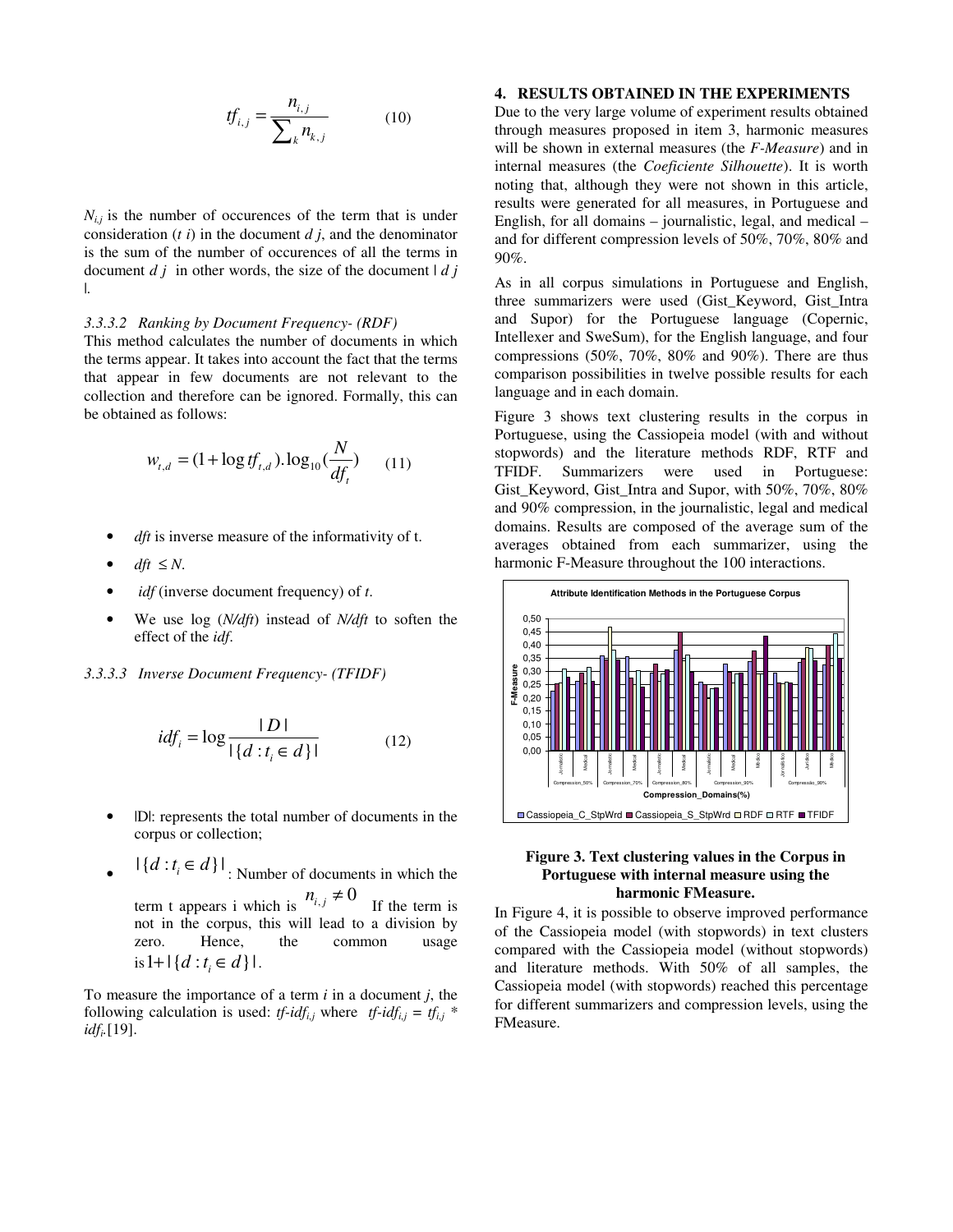$$tf_{i,j} = \frac{n_{i,j}}{\sum_k n_{k,j}} \qquad (10)$$

$N_{i,j}$ is the number of occurences of the term that is under consideration (*t i*) in the document *d j*, and the denominator is the sum of the number of occurences of all the terms in document *d j* in other words, the size of the document | *d j* |.

*3.3.3.2 Ranking by Document Frequency- (RDF)*

This method calculates the number of documents in which the terms appear. It takes into account the fact that the terms that appear in few documents are not relevant to the collection and therefore can be ignored. Formally, this can be obtained as follows:

$$w_{t,d} = (1 + \log tf_{t,d}).\log_{10}(\frac{N}{df_t}) \qquad (11)$$

- *dft* is inverse measure of the informativity of t.
- *dft* ≤ *N.*
- *idf* (inverse document frequency) of *t*.
- We use log (*N/dft*) instead of *N/dft* to soften the effect of the *idf*.

*3.3.3.3 Inverse Document Frequency- (TFIDF)*

$$idf_i = \log \frac{|D|}{|\{d : t_i \in d\}|} \qquad (12)$$

- |D|: represents the total number of documents in the corpus or collection;
- $|\{d : t_i \in d\}|$: Number of documents in which the term t appears i which is $n_{i,j} \neq 0$ If the term is not in the corpus, this will lead to a division by zero. Hence, the common usage is $1 + |\{d : t_i \in d\}|$.

To measure the importance of a term *i* in a document *j*, the following calculation is used: *tf-idf*$_{i,j}$ where *tf-idf*$_{i,j}$ = *tf*$_{i,j}$ \* *idf*$_i$.[19].

## 4. RESULTS OBTAINED IN THE EXPERIMENTS

Due to the very large volume of experiment results obtained through measures proposed in item 3, harmonic measures will be shown in external measures (the *F-Measure*) and in internal measures (the *Coeficiente Silhouette*). It is worth noting that, although they were not shown in this article, results were generated for all measures, in Portuguese and English, for all domains – journalistic, legal, and medical – and for different compression levels of 50%, 70%, 80% and 90%.

As in all corpus simulations in Portuguese and English, three summarizers were used (Gist_Keyword, Gist_Intra and Supor) for the Portuguese language (Copernic, Intellexer and SweSum), for the English language, and four compressions (50%, 70%, 80% and 90%). There are thus comparison possibilities in twelve possible results for each language and in each domain.

Figure 3 shows text clustering results in the corpus in Portuguese, using the Cassiopeia model (with and without stopwords) and the literature methods RDF, RTF and TFIDF. Summarizers were used in Portuguese: Gist_Keyword, Gist_Intra and Supor, with 50%, 70%, 80% and 90% compression, in the journalistic, legal and medical domains. Results are composed of the average sum of the averages obtained from each summarizer, using the harmonic F-Measure throughout the 100 interactions.

Attribute Identification Methods in the Portuguese Corpus

F-Measure

0,50
0,45
0,40
0,35
0,30
0,25
0,20
0,15
0,10
0,05
0,00

Jornalistic, Medical, Jornalistic, Medical, Jornalistic, Medical, Jornalistic, Medical, Medico, Jornalistico, Juridico, Medico

Compression_50%, Compression_70%, Compression_80%, Compression_90%, Compressão_90%

Compression_Domains(%)

Cassiopeia_C_StpWrd, Cassiopeia_S_StpWrd, RDF, RTF, TFIDF

**Figure 3. Text clustering values in the Corpus in Portuguese with internal measure using the harmonic FMeasure.**

In Figure 4, it is possible to observe improved performance of the Cassiopeia model (with stopwords) in text clusters compared with the Cassiopeia model (without stopwords) and literature methods. With 50% of all samples, the Cassiopeia model (with stopwords) reached this percentage for different summarizers and compression levels, using the FMeasure.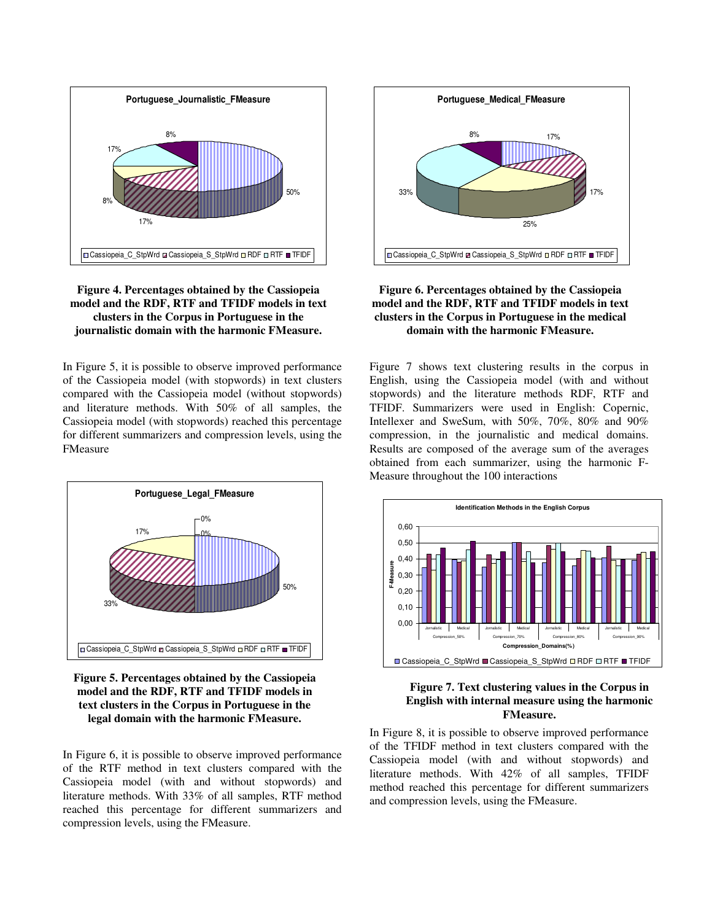Portuguese_Journalistic_FMeasure

8%
17%
50%
8%
17%

Cassiopeia_C_StpWrd Cassiopeia_S_StpWrd RDF RTF TFIDF

**Figure 4. Percentages obtained by the Cassiopeia model and the RDF, RTF and TFIDF models in text clusters in the Corpus in Portuguese in the journalistic domain with the harmonic FMeasure.**

In Figure 5, it is possible to observe improved performance of the Cassiopeia model (with stopwords) in text clusters compared with the Cassiopeia model (without stopwords) and literature methods. With 50% of all samples, the Cassiopeia model (with stopwords) reached this percentage for different summarizers and compression levels, using the FMeasure

Portuguese_Legal_FMeasure

0%
0%
17%
50%
33%

Cassiopeia_C_StpWrd Cassiopeia_S_StpWrd RDF RTF TFIDF

**Figure 5. Percentages obtained by the Cassiopeia model and the RDF, RTF and TFIDF models in text clusters in the Corpus in Portuguese in the legal domain with the harmonic FMeasure.**

In Figure 6, it is possible to observe improved performance of the RTF method in text clusters compared with the Cassiopeia model (with and without stopwords) and literature methods. With 33% of all samples, RTF method reached this percentage for different summarizers and compression levels, using the FMeasure.

Portuguese_Medical_FMeasure

8%
17%
33%
17%
25%

Cassiopeia_C_StpWrd Cassiopeia_S_StpWrd RDF RTF TFIDF

**Figure 6. Percentages obtained by the Cassiopeia model and the RDF, RTF and TFIDF models in text clusters in the Corpus in Portuguese in the medical domain with the harmonic FMeasure.**

Figure 7 shows text clustering results in the corpus in English, using the Cassiopeia model (with and without stopwords) and the literature methods RDF, RTF and TFIDF. Summarizers were used in English: Copernic, Intellexer and SweSum, with 50%, 70%, 80% and 90% compression, in the journalistic and medical domains. Results are composed of the average sum of the averages obtained from each summarizer, using the harmonic F-Measure throughout the 100 interactions

Identification Methods in the English Corpus

F-Measure

0,60
0,50
0,40
0,30
0,20
0,10
0,00

Jornalistic Medical Jornalistic Medical Jornalistic Medical Jornalistic Medical

Compression_50% Compression_70% Compression_80% Compression_90%

Compression_Domains(%)

Cassiopeia_C_StpWrd Cassiopeia_S_StpWrd RDF RTF TFIDF

**Figure 7. Text clustering values in the Corpus in English with internal measure using the harmonic FMeasure.**

In Figure 8, it is possible to observe improved performance of the TFIDF method in text clusters compared with the Cassiopeia model (with and without stopwords) and literature methods. With 42% of all samples, TFIDF method reached this percentage for different summarizers and compression levels, using the FMeasure.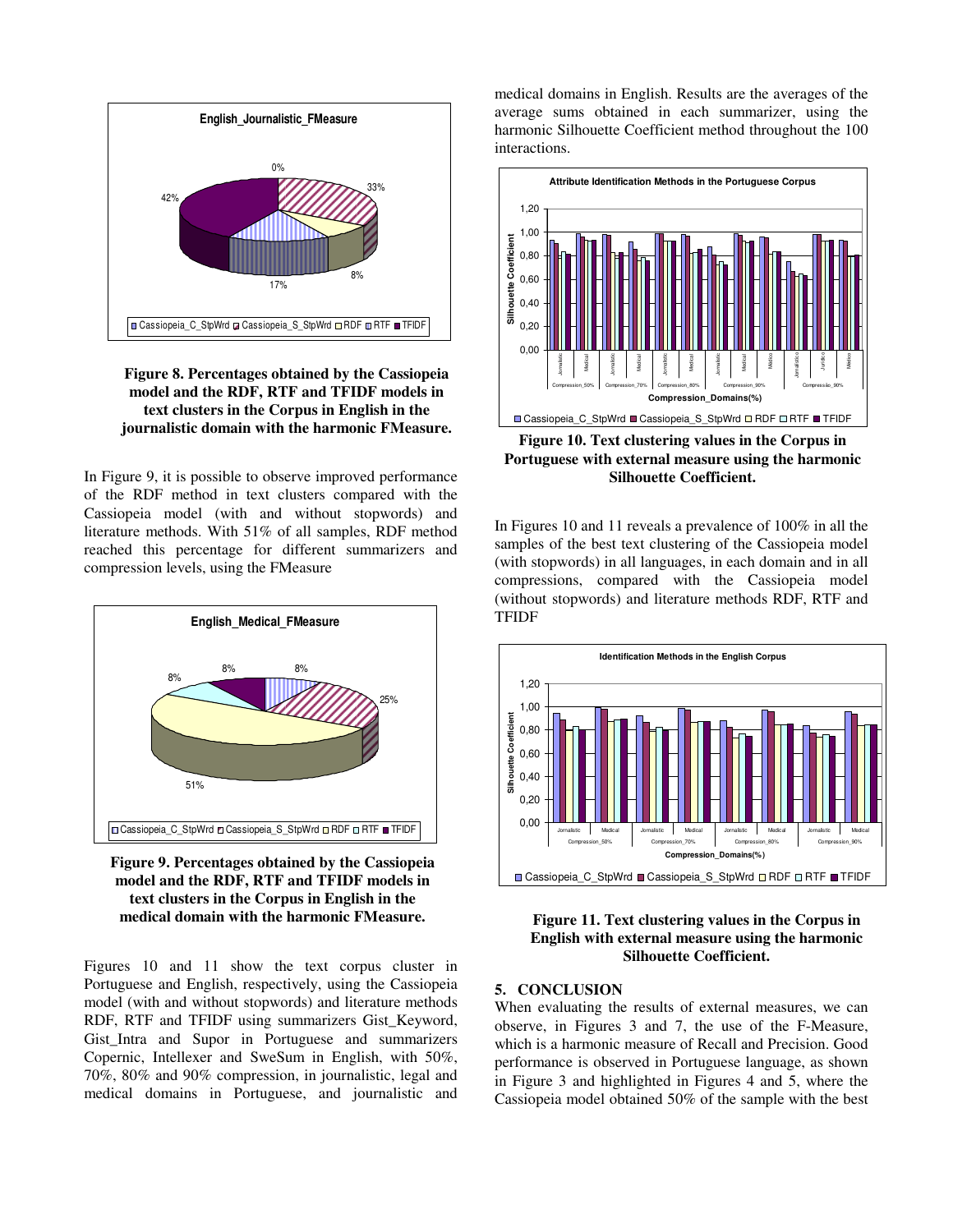English_Journalistic_FMeasure

0%
33%
42%
8%
17%

Cassiopeia_C_StpWrd Cassiopeia_S_StpWrd RDF RTF TFIDF

**Figure 8. Percentages obtained by the Cassiopeia model and the RDF, RTF and TFIDF models in text clusters in the Corpus in English in the journalistic domain with the harmonic FMeasure.**

In Figure 9, it is possible to observe improved performance of the RDF method in text clusters compared with the Cassiopeia model (with and without stopwords) and literature methods. With 51% of all samples, RDF method reached this percentage for different summarizers and compression levels, using the FMeasure

English_Medical_FMeasure

8%
8%
8%
25%
51%

Cassiopeia_C_StpWrd Cassiopeia_S_StpWrd RDF RTF TFIDF

**Figure 9. Percentages obtained by the Cassiopeia model and the RDF, RTF and TFIDF models in text clusters in the Corpus in English in the medical domain with the harmonic FMeasure.**

Figures 10 and 11 show the text corpus cluster in Portuguese and English, respectively, using the Cassiopeia model (with and without stopwords) and literature methods RDF, RTF and TFIDF using summarizers Gist_Keyword, Gist_Intra and Supor in Portuguese and summarizers Copernic, Intellexer and SweSum in English, with 50%, 70%, 80% and 90% compression, in journalistic, legal and medical domains in Portuguese, and journalistic and medical domains in English. Results are the averages of the average sums obtained in each summarizer, using the harmonic Silhouette Coefficient method throughout the 100 interactions.

Attribute Identification Methods in the Portuguese Corpus

Silhouette Coefficient

1,20
1,00
0,80
0,60
0,40
0,20
0,00

Jornalístic Medical Jornalístic Medical Jornalístic Medical Jornalístic Medical Médico Jornalístico Jurídico Médico

Compression_50% Compression_70% Compression_80% Compression_90% Compressão_90%

Compression_Domains(%)

Cassiopeia_C_StpWrd Cassiopeia_S_StpWrd RDF RTF TFIDF

**Figure 10. Text clustering values in the Corpus in Portuguese with external measure using the harmonic Silhouette Coefficient.**

In Figures 10 and 11 reveals a prevalence of 100% in all the samples of the best text clustering of the Cassiopeia model (with stopwords) in all languages, in each domain and in all compressions, compared with the Cassiopeia model (without stopwords) and literature methods RDF, RTF and TFIDF

Identification Methods in the English Corpus

Silhouette Coefficient

1,20
1,00
0,80
0,60
0,40
0,20
0,00

Jornalistic Medical Jornalistic Medical Jornalistic Medical Jornalistic Medical

Compression_50% Compression_70% Compression_80% Compression_90%

Compression_Domains(%)

Cassiopeia_C_StpWrd Cassiopeia_S_StpWrd RDF RTF TFIDF

**Figure 11. Text clustering values in the Corpus in English with external measure using the harmonic Silhouette Coefficient.**

## 5. CONCLUSION

When evaluating the results of external measures, we can observe, in Figures 3 and 7, the use of the F-Measure, which is a harmonic measure of Recall and Precision. Good performance is observed in Portuguese language, as shown in Figure 3 and highlighted in Figures 4 and 5, where the Cassiopeia model obtained 50% of the sample with the best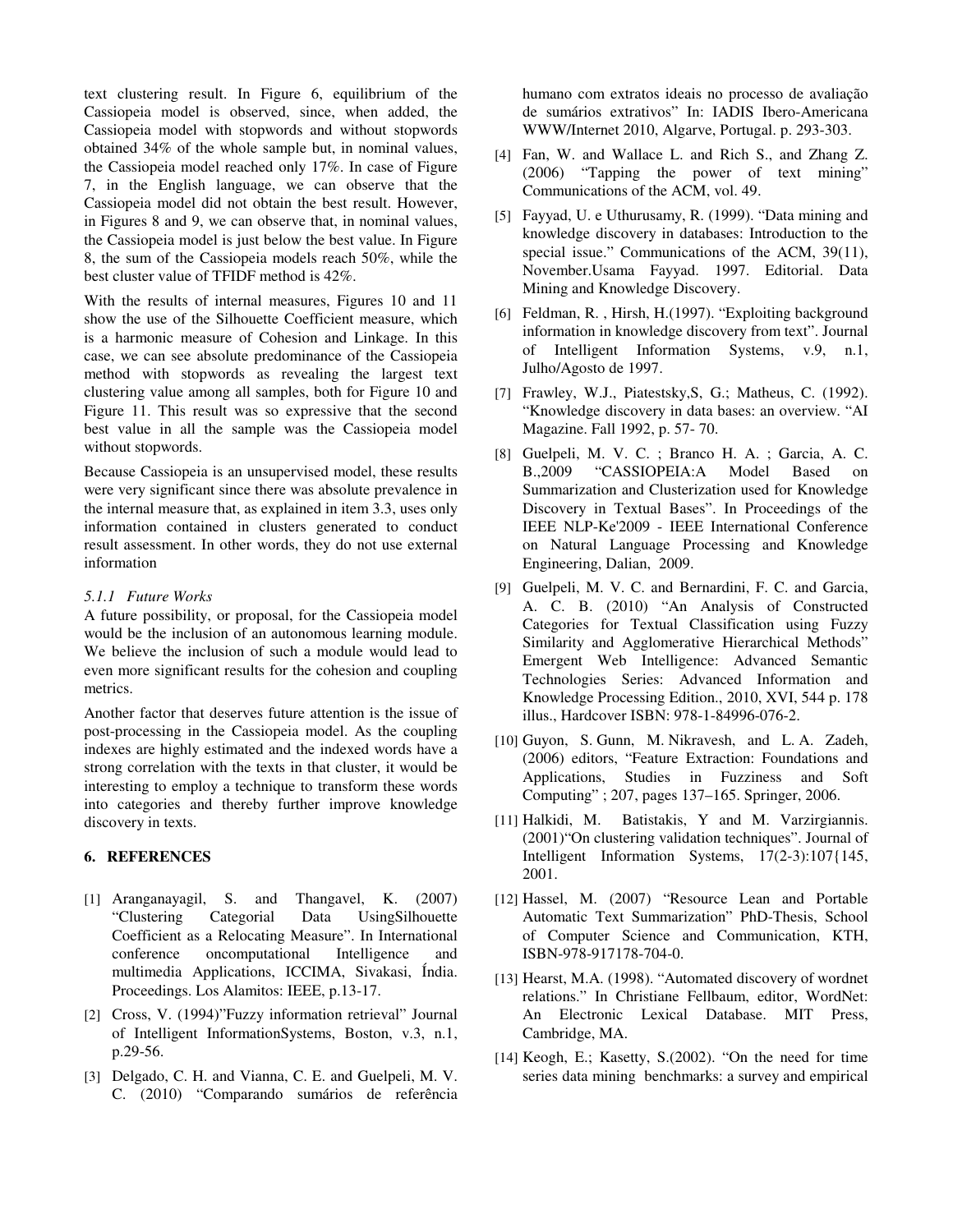text clustering result. In Figure 6, equilibrium of the Cassiopeia model is observed, since, when added, the Cassiopeia model with stopwords and without stopwords obtained 34% of the whole sample but, in nominal values, the Cassiopeia model reached only 17%. In case of Figure 7, in the English language, we can observe that the Cassiopeia model did not obtain the best result. However, in Figures 8 and 9, we can observe that, in nominal values, the Cassiopeia model is just below the best value. In Figure 8, the sum of the Cassiopeia models reach 50%, while the best cluster value of TFIDF method is 42%.

With the results of internal measures, Figures 10 and 11 show the use of the Silhouette Coefficient measure, which is a harmonic measure of Cohesion and Linkage. In this case, we can see absolute predominance of the Cassiopeia method with stopwords as revealing the largest text clustering value among all samples, both for Figure 10 and Figure 11. This result was so expressive that the second best value in all the sample was the Cassiopeia model without stopwords.

Because Cassiopeia is an unsupervised model, these results were very significant since there was absolute prevalence in the internal measure that, as explained in item 3.3, uses only information contained in clusters generated to conduct result assessment. In other words, they do not use external information

#### *5.1.1 Future Works*

A future possibility, or proposal, for the Cassiopeia model would be the inclusion of an autonomous learning module. We believe the inclusion of such a module would lead to even more significant results for the cohesion and coupling metrics.

Another factor that deserves future attention is the issue of post-processing in the Cassiopeia model. As the coupling indexes are highly estimated and the indexed words have a strong correlation with the texts in that cluster, it would be interesting to employ a technique to transform these words into categories and thereby further improve knowledge discovery in texts.

## 6. REFERENCES

[1] Aranganayagil, S. and Thangavel, K. (2007) “Clustering Categorial Data UsingSilhouette Coefficient as a Relocating Measure”. In International conference oncomputational Intelligence and multimedia Applications, ICCIMA, Sivakasi, Índia. Proceedings. Los Alamitos: IEEE, p.13-17.

[2] Cross, V. (1994)”Fuzzy information retrieval” Journal of Intelligent InformationSystems, Boston, v.3, n.1, p.29-56.

[3] Delgado, C. H. and Vianna, C. E. and Guelpeli, M. V. C. (2010) “Comparando sumários de referência humano com extratos ideais no processo de avaliação de sumários extrativos” In: IADIS Ibero-Americana WWW/Internet 2010, Algarve, Portugal. p. 293-303.

[4] Fan, W. and Wallace L. and Rich S., and Zhang Z. (2006) “Tapping the power of text mining” Communications of the ACM, vol. 49.

[5] Fayyad, U. e Uthurusamy, R. (1999). “Data mining and knowledge discovery in databases: Introduction to the special issue.” Communications of the ACM, 39(11), November.Usama Fayyad. 1997. Editorial. Data Mining and Knowledge Discovery.

[6] Feldman, R. , Hirsh, H.(1997). “Exploiting background information in knowledge discovery from text”. Journal of Intelligent Information Systems, v.9, n.1, Julho/Agosto de 1997.

[7] Frawley, W.J., Piatestsky,S, G.; Matheus, C. (1992). “Knowledge discovery in data bases: an overview. “AI Magazine. Fall 1992, p. 57- 70.

[8] Guelpeli, M. V. C. ; Branco H. A. ; Garcia, A. C. B.,2009 “CASSIOPEIA:A Model Based on Summarization and Clusterization used for Knowledge Discovery in Textual Bases”. In Proceedings of the IEEE NLP-Ke'2009 - IEEE International Conference on Natural Language Processing and Knowledge Engineering, Dalian, 2009.

[9] Guelpeli, M. V. C. and Bernardini, F. C. and Garcia, A. C. B. (2010) “An Analysis of Constructed Categories for Textual Classification using Fuzzy Similarity and Agglomerative Hierarchical Methods” Emergent Web Intelligence: Advanced Semantic Technologies Series: Advanced Information and Knowledge Processing Edition., 2010, XVI, 544 p. 178 illus., Hardcover ISBN: 978-1-84996-076-2.

[10] Guyon, S. Gunn, M. Nikravesh, and L. A. Zadeh, (2006) editors, “Feature Extraction: Foundations and Applications, Studies in Fuzziness and Soft Computing” ; 207, pages 137–165. Springer, 2006.

[11] Halkidi, M. Batistakis, Y and M. Varzirgiannis. (2001)“On clustering validation techniques”. Journal of Intelligent Information Systems, 17(2-3):107{145, 2001.

[12] Hassel, M. (2007) “Resource Lean and Portable Automatic Text Summarization” PhD-Thesis, School of Computer Science and Communication, KTH, ISBN-978-917178-704-0.

[13] Hearst, M.A. (1998). “Automated discovery of wordnet relations.” In Christiane Fellbaum, editor, WordNet: An Electronic Lexical Database. MIT Press, Cambridge, MA.

[14] Keogh, E.; Kasetty, S.(2002). “On the need for time series data mining benchmarks: a survey and empirical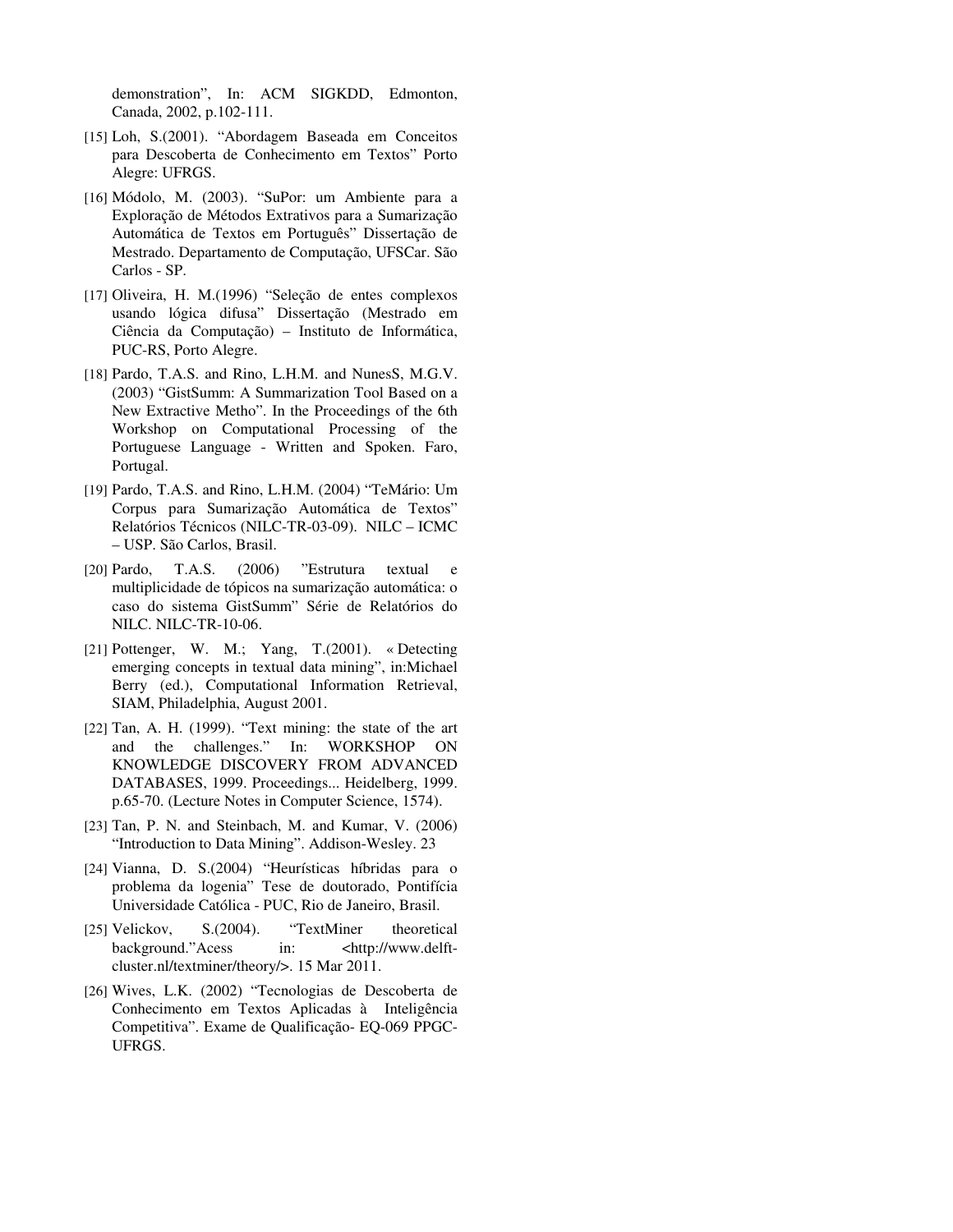demonstration", In: ACM SIGKDD, Edmonton, Canada, 2002, p.102-111.

[15] Loh, S.(2001). "Abordagem Baseada em Conceitos para Descoberta de Conhecimento em Textos" Porto Alegre: UFRGS.

[16] Módolo, M. (2003). "SuPor: um Ambiente para a Exploração de Métodos Extrativos para a Sumarização Automática de Textos em Português" Dissertação de Mestrado. Departamento de Computação, UFSCar. São Carlos - SP.

[17] Oliveira, H. M.(1996) "Seleção de entes complexos usando lógica difusa" Dissertação (Mestrado em Ciência da Computação) – Instituto de Informática, PUC-RS, Porto Alegre.

[18] Pardo, T.A.S. and Rino, L.H.M. and NunesS, M.G.V. (2003) "GistSumm: A Summarization Tool Based on a New Extractive Metho". In the Proceedings of the 6th Workshop on Computational Processing of the Portuguese Language - Written and Spoken. Faro, Portugal.

[19] Pardo, T.A.S. and Rino, L.H.M. (2004) "TeMário: Um Corpus para Sumarização Automática de Textos" Relatórios Técnicos (NILC-TR-03-09). NILC – ICMC – USP. São Carlos, Brasil.

[20] Pardo, T.A.S. (2006) "Estrutura textual e multiplicidade de tópicos na sumarização automática: o caso do sistema GistSumm" Série de Relatórios do NILC. NILC-TR-10-06.

[21] Pottenger, W. M.; Yang, T.(2001). « Detecting emerging concepts in textual data mining", in:Michael Berry (ed.), Computational Information Retrieval, SIAM, Philadelphia, August 2001.

[22] Tan, A. H. (1999). "Text mining: the state of the art and the challenges." In: WORKSHOP ON KNOWLEDGE DISCOVERY FROM ADVANCED DATABASES, 1999. Proceedings... Heidelberg, 1999. p.65-70. (Lecture Notes in Computer Science, 1574).

[23] Tan, P. N. and Steinbach, M. and Kumar, V. (2006) "Introduction to Data Mining". Addison-Wesley. 23

[24] Vianna, D. S.(2004) "Heurísticas híbridas para o problema da logenia" Tese de doutorado, Pontifícia Universidade Católica - PUC, Rio de Janeiro, Brasil.

[25] Velickov, S.(2004). "TextMiner theoretical background."Acess in: <http://www.delft-cluster.nl/textminer/theory/>. 15 Mar 2011.

[26] Wives, L.K. (2002) "Tecnologias de Descoberta de Conhecimento em Textos Aplicadas à Inteligência Competitiva". Exame de Qualificação- EQ-069 PPGC-UFRGS.